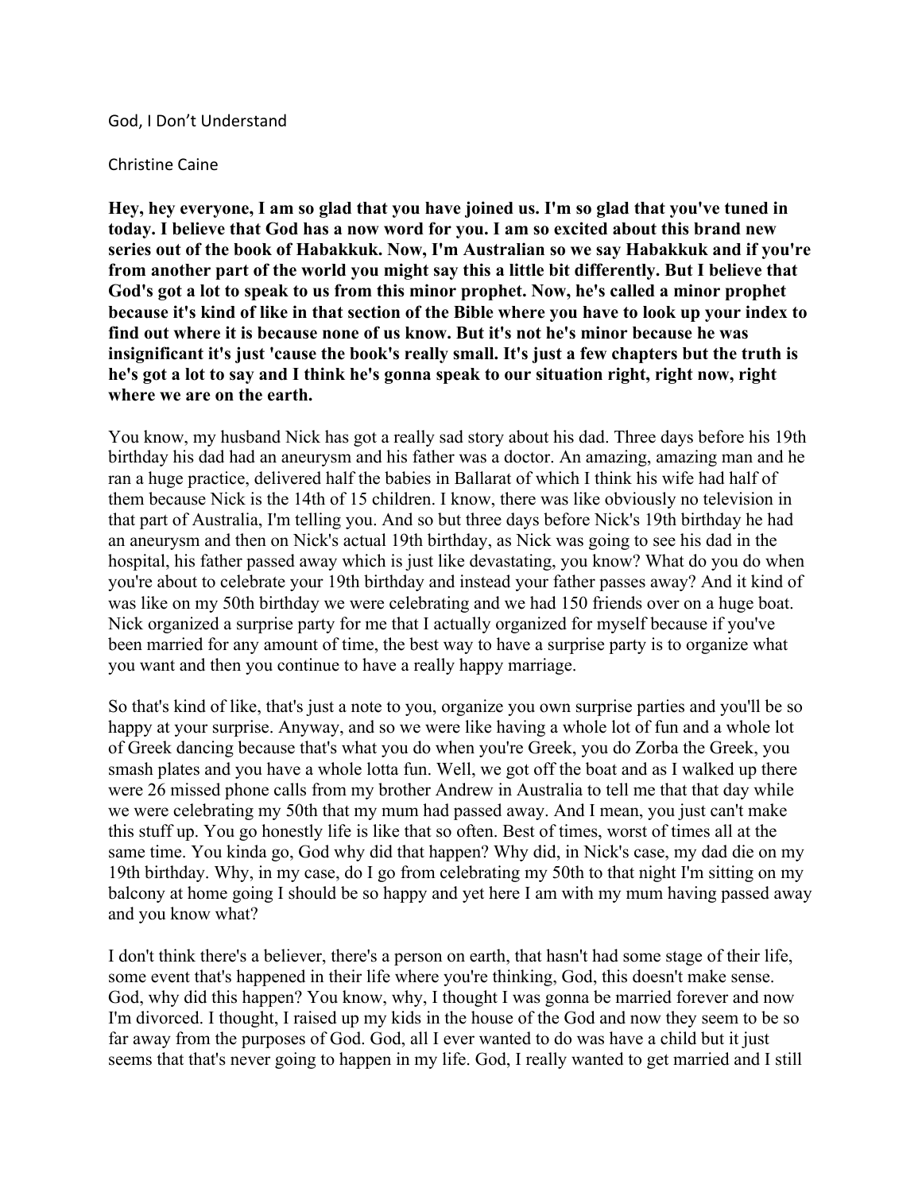God, I Don't Understand

Christine Caine

**Hey, hey everyone, I am so glad that you have joined us. I'm so glad that you've tuned in today. I believe that God has a now word for you. I am so excited about this brand new series out of the book of Habakkuk. Now, I'm Australian so we say Habakkuk and if you're from another part of the world you might say this a little bit differently. But I believe that God's got a lot to speak to us from this minor prophet. Now, he's called a minor prophet because it's kind of like in that section of the Bible where you have to look up your index to find out where it is because none of us know. But it's not he's minor because he was insignificant it's just 'cause the book's really small. It's just a few chapters but the truth is he's got a lot to say and I think he's gonna speak to our situation right, right now, right where we are on the earth.**

You know, my husband Nick has got a really sad story about his dad. Three days before his 19th birthday his dad had an aneurysm and his father was a doctor. An amazing, amazing man and he ran a huge practice, delivered half the babies in Ballarat of which I think his wife had half of them because Nick is the 14th of 15 children. I know, there was like obviously no television in that part of Australia, I'm telling you. And so but three days before Nick's 19th birthday he had an aneurysm and then on Nick's actual 19th birthday, as Nick was going to see his dad in the hospital, his father passed away which is just like devastating, you know? What do you do when you're about to celebrate your 19th birthday and instead your father passes away? And it kind of was like on my 50th birthday we were celebrating and we had 150 friends over on a huge boat. Nick organized a surprise party for me that I actually organized for myself because if you've been married for any amount of time, the best way to have a surprise party is to organize what you want and then you continue to have a really happy marriage.

So that's kind of like, that's just a note to you, organize you own surprise parties and you'll be so happy at your surprise. Anyway, and so we were like having a whole lot of fun and a whole lot of Greek dancing because that's what you do when you're Greek, you do Zorba the Greek, you smash plates and you have a whole lotta fun. Well, we got off the boat and as I walked up there were 26 missed phone calls from my brother Andrew in Australia to tell me that that day while we were celebrating my 50th that my mum had passed away. And I mean, you just can't make this stuff up. You go honestly life is like that so often. Best of times, worst of times all at the same time. You kinda go, God why did that happen? Why did, in Nick's case, my dad die on my 19th birthday. Why, in my case, do I go from celebrating my 50th to that night I'm sitting on my balcony at home going I should be so happy and yet here I am with my mum having passed away and you know what?

I don't think there's a believer, there's a person on earth, that hasn't had some stage of their life, some event that's happened in their life where you're thinking, God, this doesn't make sense. God, why did this happen? You know, why, I thought I was gonna be married forever and now I'm divorced. I thought, I raised up my kids in the house of the God and now they seem to be so far away from the purposes of God. God, all I ever wanted to do was have a child but it just seems that that's never going to happen in my life. God, I really wanted to get married and I still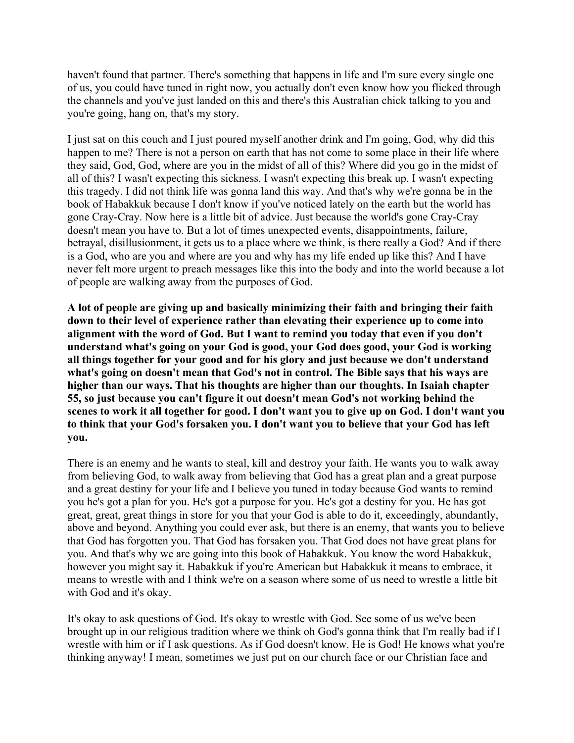haven't found that partner. There's something that happens in life and I'm sure every single one of us, you could have tuned in right now, you actually don't even know how you flicked through the channels and you've just landed on this and there's this Australian chick talking to you and you're going, hang on, that's my story.

I just sat on this couch and I just poured myself another drink and I'm going, God, why did this happen to me? There is not a person on earth that has not come to some place in their life where they said, God, God, where are you in the midst of all of this? Where did you go in the midst of all of this? I wasn't expecting this sickness. I wasn't expecting this break up. I wasn't expecting this tragedy. I did not think life was gonna land this way. And that's why we're gonna be in the book of Habakkuk because I don't know if you've noticed lately on the earth but the world has gone Cray-Cray. Now here is a little bit of advice. Just because the world's gone Cray-Cray doesn't mean you have to. But a lot of times unexpected events, disappointments, failure, betrayal, disillusionment, it gets us to a place where we think, is there really a God? And if there is a God, who are you and where are you and why has my life ended up like this? And I have never felt more urgent to preach messages like this into the body and into the world because a lot of people are walking away from the purposes of God.

**A lot of people are giving up and basically minimizing their faith and bringing their faith down to their level of experience rather than elevating their experience up to come into alignment with the word of God. But I want to remind you today that even if you don't understand what's going on your God is good, your God does good, your God is working all things together for your good and for his glory and just because we don't understand what's going on doesn't mean that God's not in control. The Bible says that his ways are higher than our ways. That his thoughts are higher than our thoughts. In Isaiah chapter 55, so just because you can't figure it out doesn't mean God's not working behind the scenes to work it all together for good. I don't want you to give up on God. I don't want you to think that your God's forsaken you. I don't want you to believe that your God has left you.**

There is an enemy and he wants to steal, kill and destroy your faith. He wants you to walk away from believing God, to walk away from believing that God has a great plan and a great purpose and a great destiny for your life and I believe you tuned in today because God wants to remind you he's got a plan for you. He's got a purpose for you. He's got a destiny for you. He has got great, great, great things in store for you that your God is able to do it, exceedingly, abundantly, above and beyond. Anything you could ever ask, but there is an enemy, that wants you to believe that God has forgotten you. That God has forsaken you. That God does not have great plans for you. And that's why we are going into this book of Habakkuk. You know the word Habakkuk, however you might say it. Habakkuk if you're American but Habakkuk it means to embrace, it means to wrestle with and I think we're on a season where some of us need to wrestle a little bit with God and it's okay.

It's okay to ask questions of God. It's okay to wrestle with God. See some of us we've been brought up in our religious tradition where we think oh God's gonna think that I'm really bad if I wrestle with him or if I ask questions. As if God doesn't know. He is God! He knows what you're thinking anyway! I mean, sometimes we just put on our church face or our Christian face and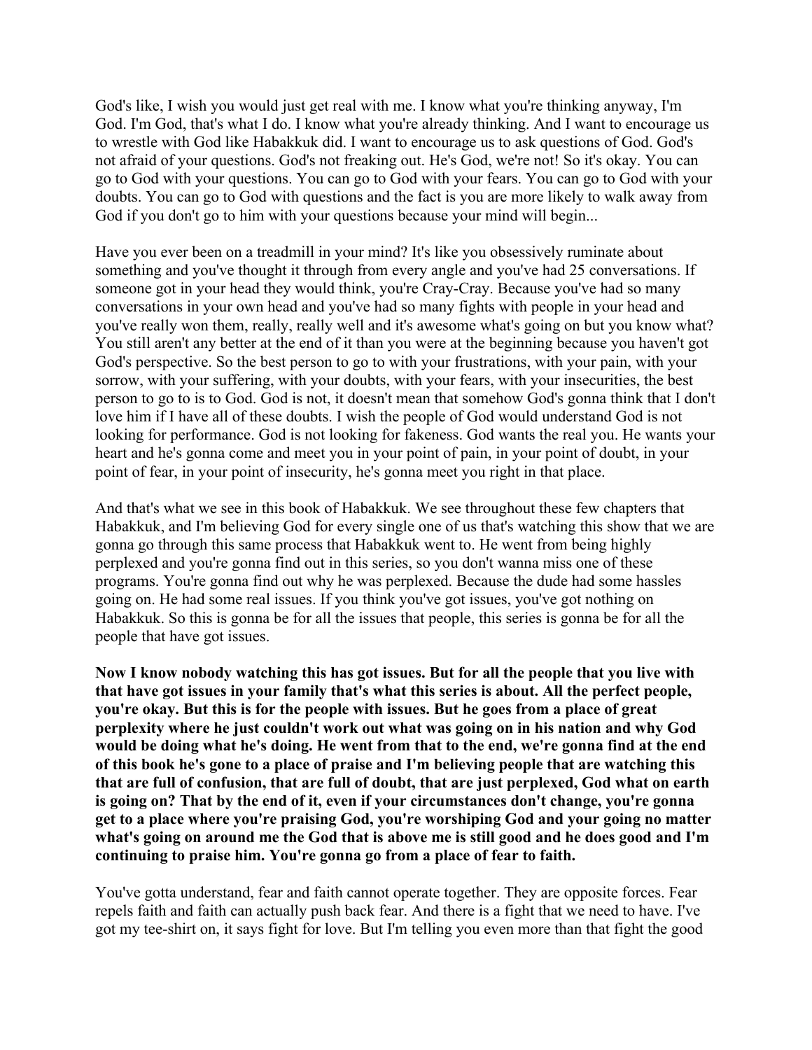God's like, I wish you would just get real with me. I know what you're thinking anyway, I'm God. I'm God, that's what I do. I know what you're already thinking. And I want to encourage us to wrestle with God like Habakkuk did. I want to encourage us to ask questions of God. God's not afraid of your questions. God's not freaking out. He's God, we're not! So it's okay. You can go to God with your questions. You can go to God with your fears. You can go to God with your doubts. You can go to God with questions and the fact is you are more likely to walk away from God if you don't go to him with your questions because your mind will begin...

Have you ever been on a treadmill in your mind? It's like you obsessively ruminate about something and you've thought it through from every angle and you've had 25 conversations. If someone got in your head they would think, you're Cray-Cray. Because you've had so many conversations in your own head and you've had so many fights with people in your head and you've really won them, really, really well and it's awesome what's going on but you know what? You still aren't any better at the end of it than you were at the beginning because you haven't got God's perspective. So the best person to go to with your frustrations, with your pain, with your sorrow, with your suffering, with your doubts, with your fears, with your insecurities, the best person to go to is to God. God is not, it doesn't mean that somehow God's gonna think that I don't love him if I have all of these doubts. I wish the people of God would understand God is not looking for performance. God is not looking for fakeness. God wants the real you. He wants your heart and he's gonna come and meet you in your point of pain, in your point of doubt, in your point of fear, in your point of insecurity, he's gonna meet you right in that place.

And that's what we see in this book of Habakkuk. We see throughout these few chapters that Habakkuk, and I'm believing God for every single one of us that's watching this show that we are gonna go through this same process that Habakkuk went to. He went from being highly perplexed and you're gonna find out in this series, so you don't wanna miss one of these programs. You're gonna find out why he was perplexed. Because the dude had some hassles going on. He had some real issues. If you think you've got issues, you've got nothing on Habakkuk. So this is gonna be for all the issues that people, this series is gonna be for all the people that have got issues.

**Now I know nobody watching this has got issues. But for all the people that you live with that have got issues in your family that's what this series is about. All the perfect people, you're okay. But this is for the people with issues. But he goes from a place of great perplexity where he just couldn't work out what was going on in his nation and why God would be doing what he's doing. He went from that to the end, we're gonna find at the end of this book he's gone to a place of praise and I'm believing people that are watching this that are full of confusion, that are full of doubt, that are just perplexed, God what on earth is going on? That by the end of it, even if your circumstances don't change, you're gonna get to a place where you're praising God, you're worshiping God and your going no matter what's going on around me the God that is above me is still good and he does good and I'm continuing to praise him. You're gonna go from a place of fear to faith.**

You've gotta understand, fear and faith cannot operate together. They are opposite forces. Fear repels faith and faith can actually push back fear. And there is a fight that we need to have. I've got my tee-shirt on, it says fight for love. But I'm telling you even more than that fight the good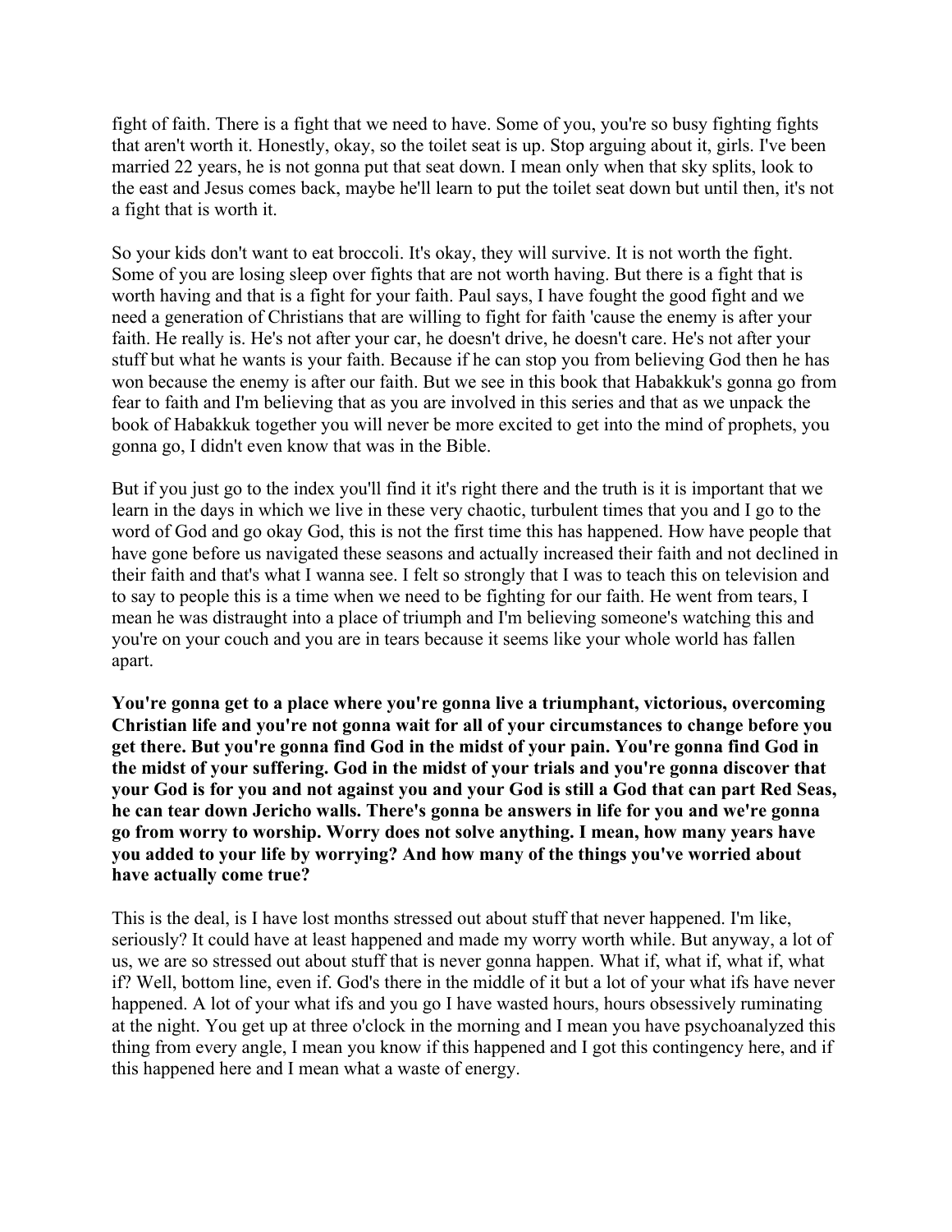fight of faith. There is a fight that we need to have. Some of you, you're so busy fighting fights that aren't worth it. Honestly, okay, so the toilet seat is up. Stop arguing about it, girls. I've been married 22 years, he is not gonna put that seat down. I mean only when that sky splits, look to the east and Jesus comes back, maybe he'll learn to put the toilet seat down but until then, it's not a fight that is worth it.

So your kids don't want to eat broccoli. It's okay, they will survive. It is not worth the fight. Some of you are losing sleep over fights that are not worth having. But there is a fight that is worth having and that is a fight for your faith. Paul says, I have fought the good fight and we need a generation of Christians that are willing to fight for faith 'cause the enemy is after your faith. He really is. He's not after your car, he doesn't drive, he doesn't care. He's not after your stuff but what he wants is your faith. Because if he can stop you from believing God then he has won because the enemy is after our faith. But we see in this book that Habakkuk's gonna go from fear to faith and I'm believing that as you are involved in this series and that as we unpack the book of Habakkuk together you will never be more excited to get into the mind of prophets, you gonna go, I didn't even know that was in the Bible.

But if you just go to the index you'll find it it's right there and the truth is it is important that we learn in the days in which we live in these very chaotic, turbulent times that you and I go to the word of God and go okay God, this is not the first time this has happened. How have people that have gone before us navigated these seasons and actually increased their faith and not declined in their faith and that's what I wanna see. I felt so strongly that I was to teach this on television and to say to people this is a time when we need to be fighting for our faith. He went from tears, I mean he was distraught into a place of triumph and I'm believing someone's watching this and you're on your couch and you are in tears because it seems like your whole world has fallen apart.

**You're gonna get to a place where you're gonna live a triumphant, victorious, overcoming Christian life and you're not gonna wait for all of your circumstances to change before you get there. But you're gonna find God in the midst of your pain. You're gonna find God in the midst of your suffering. God in the midst of your trials and you're gonna discover that your God is for you and not against you and your God is still a God that can part Red Seas, he can tear down Jericho walls. There's gonna be answers in life for you and we're gonna go from worry to worship. Worry does not solve anything. I mean, how many years have you added to your life by worrying? And how many of the things you've worried about have actually come true?**

This is the deal, is I have lost months stressed out about stuff that never happened. I'm like, seriously? It could have at least happened and made my worry worth while. But anyway, a lot of us, we are so stressed out about stuff that is never gonna happen. What if, what if, what if, what if? Well, bottom line, even if. God's there in the middle of it but a lot of your what ifs have never happened. A lot of your what ifs and you go I have wasted hours, hours obsessively ruminating at the night. You get up at three o'clock in the morning and I mean you have psychoanalyzed this thing from every angle, I mean you know if this happened and I got this contingency here, and if this happened here and I mean what a waste of energy.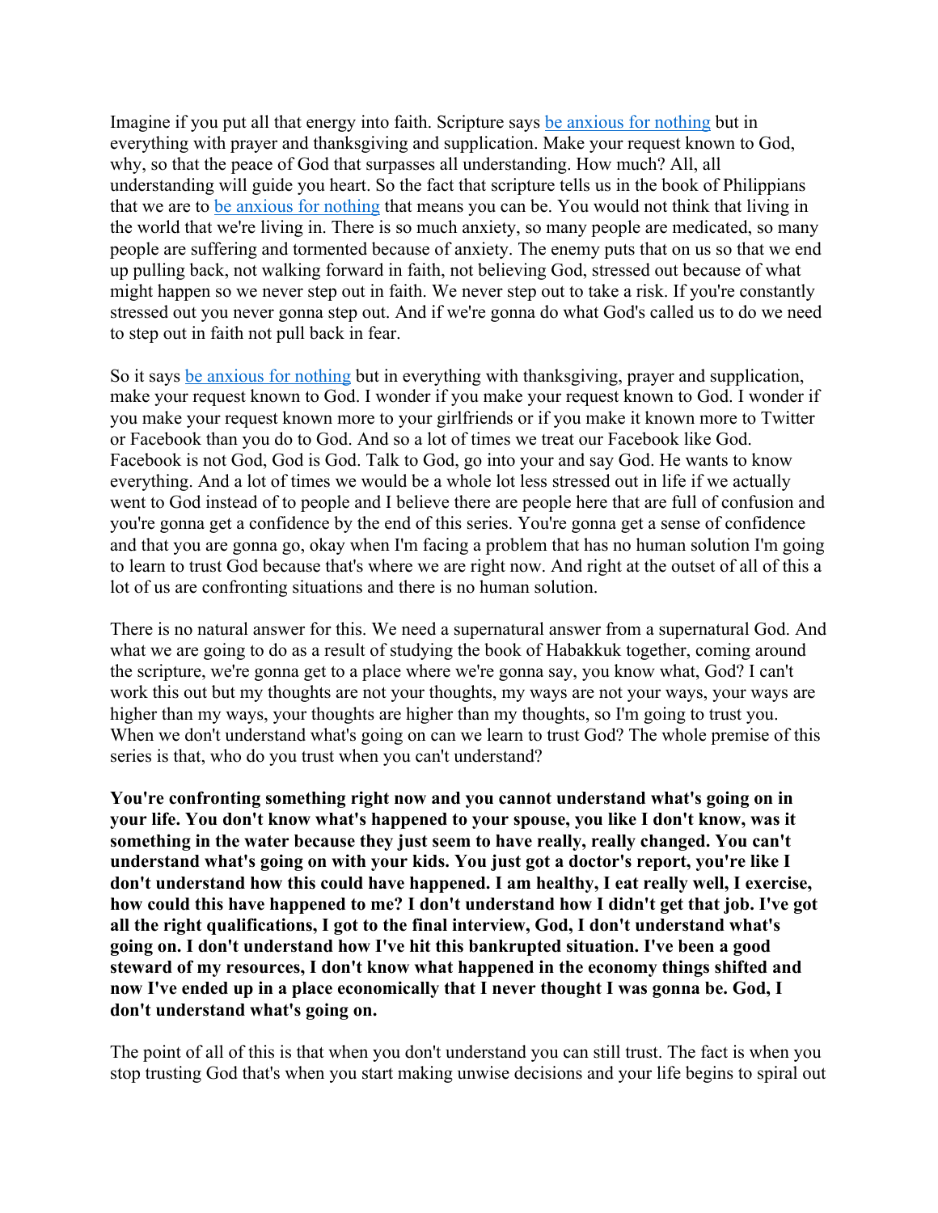Imagine if you put all that energy into faith. Scripture says be anxious for nothing but in everything with prayer and thanksgiving and supplication. Make your request known to God, why, so that the peace of God that surpasses all understanding. How much? All, all understanding will guide you heart. So the fact that scripture tells us in the book of Philippians that we are to be anxious for nothing that means you can be. You would not think that living in the world that we're living in. There is so much anxiety, so many people are medicated, so many people are suffering and tormented because of anxiety. The enemy puts that on us so that we end up pulling back, not walking forward in faith, not believing God, stressed out because of what might happen so we never step out in faith. We never step out to take a risk. If you're constantly stressed out you never gonna step out. And if we're gonna do what God's called us to do we need to step out in faith not pull back in fear.

So it says be anxious for nothing but in everything with thanksgiving, prayer and supplication, make your request known to God. I wonder if you make your request known to God. I wonder if you make your request known more to your girlfriends or if you make it known more to Twitter or Facebook than you do to God. And so a lot of times we treat our Facebook like God. Facebook is not God, God is God. Talk to God, go into your and say God. He wants to know everything. And a lot of times we would be a whole lot less stressed out in life if we actually went to God instead of to people and I believe there are people here that are full of confusion and you're gonna get a confidence by the end of this series. You're gonna get a sense of confidence and that you are gonna go, okay when I'm facing a problem that has no human solution I'm going to learn to trust God because that's where we are right now. And right at the outset of all of this a lot of us are confronting situations and there is no human solution.

There is no natural answer for this. We need a supernatural answer from a supernatural God. And what we are going to do as a result of studying the book of Habakkuk together, coming around the scripture, we're gonna get to a place where we're gonna say, you know what, God? I can't work this out but my thoughts are not your thoughts, my ways are not your ways, your ways are higher than my ways, your thoughts are higher than my thoughts, so I'm going to trust you. When we don't understand what's going on can we learn to trust God? The whole premise of this series is that, who do you trust when you can't understand?

**You're confronting something right now and you cannot understand what's going on in your life. You don't know what's happened to your spouse, you like I don't know, was it something in the water because they just seem to have really, really changed. You can't understand what's going on with your kids. You just got a doctor's report, you're like I don't understand how this could have happened. I am healthy, I eat really well, I exercise, how could this have happened to me? I don't understand how I didn't get that job. I've got all the right qualifications, I got to the final interview, God, I don't understand what's going on. I don't understand how I've hit this bankrupted situation. I've been a good steward of my resources, I don't know what happened in the economy things shifted and now I've ended up in a place economically that I never thought I was gonna be. God, I don't understand what's going on.**

The point of all of this is that when you don't understand you can still trust. The fact is when you stop trusting God that's when you start making unwise decisions and your life begins to spiral out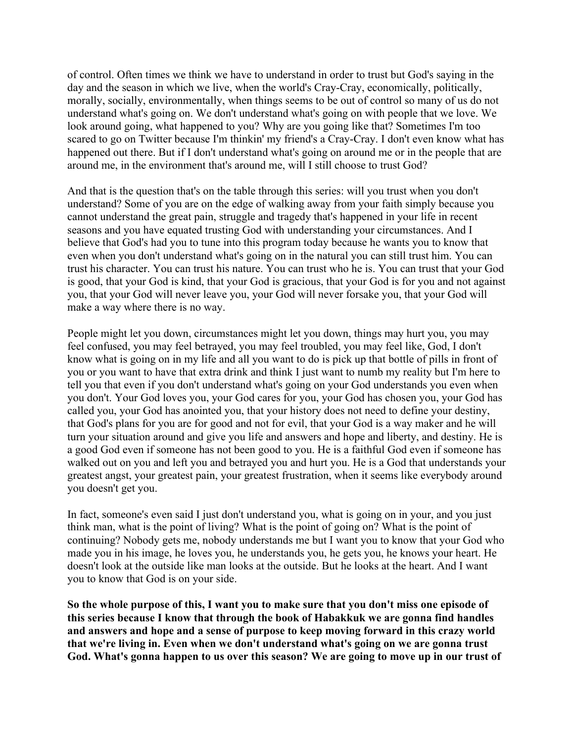of control. Often times we think we have to understand in order to trust but God's saying in the day and the season in which we live, when the world's Cray-Cray, economically, politically, morally, socially, environmentally, when things seems to be out of control so many of us do not understand what's going on. We don't understand what's going on with people that we love. We look around going, what happened to you? Why are you going like that? Sometimes I'm too scared to go on Twitter because I'm thinkin' my friend's a Cray-Cray. I don't even know what has happened out there. But if I don't understand what's going on around me or in the people that are around me, in the environment that's around me, will I still choose to trust God?

And that is the question that's on the table through this series: will you trust when you don't understand? Some of you are on the edge of walking away from your faith simply because you cannot understand the great pain, struggle and tragedy that's happened in your life in recent seasons and you have equated trusting God with understanding your circumstances. And I believe that God's had you to tune into this program today because he wants you to know that even when you don't understand what's going on in the natural you can still trust him. You can trust his character. You can trust his nature. You can trust who he is. You can trust that your God is good, that your God is kind, that your God is gracious, that your God is for you and not against you, that your God will never leave you, your God will never forsake you, that your God will make a way where there is no way.

People might let you down, circumstances might let you down, things may hurt you, you may feel confused, you may feel betrayed, you may feel troubled, you may feel like, God, I don't know what is going on in my life and all you want to do is pick up that bottle of pills in front of you or you want to have that extra drink and think I just want to numb my reality but I'm here to tell you that even if you don't understand what's going on your God understands you even when you don't. Your God loves you, your God cares for you, your God has chosen you, your God has called you, your God has anointed you, that your history does not need to define your destiny, that God's plans for you are for good and not for evil, that your God is a way maker and he will turn your situation around and give you life and answers and hope and liberty, and destiny. He is a good God even if someone has not been good to you. He is a faithful God even if someone has walked out on you and left you and betrayed you and hurt you. He is a God that understands your greatest angst, your greatest pain, your greatest frustration, when it seems like everybody around you doesn't get you.

In fact, someone's even said I just don't understand you, what is going on in your, and you just think man, what is the point of living? What is the point of going on? What is the point of continuing? Nobody gets me, nobody understands me but I want you to know that your God who made you in his image, he loves you, he understands you, he gets you, he knows your heart. He doesn't look at the outside like man looks at the outside. But he looks at the heart. And I want you to know that God is on your side.

**So the whole purpose of this, I want you to make sure that you don't miss one episode of this series because I know that through the book of Habakkuk we are gonna find handles and answers and hope and a sense of purpose to keep moving forward in this crazy world that we're living in. Even when we don't understand what's going on we are gonna trust God. What's gonna happen to us over this season? We are going to move up in our trust of**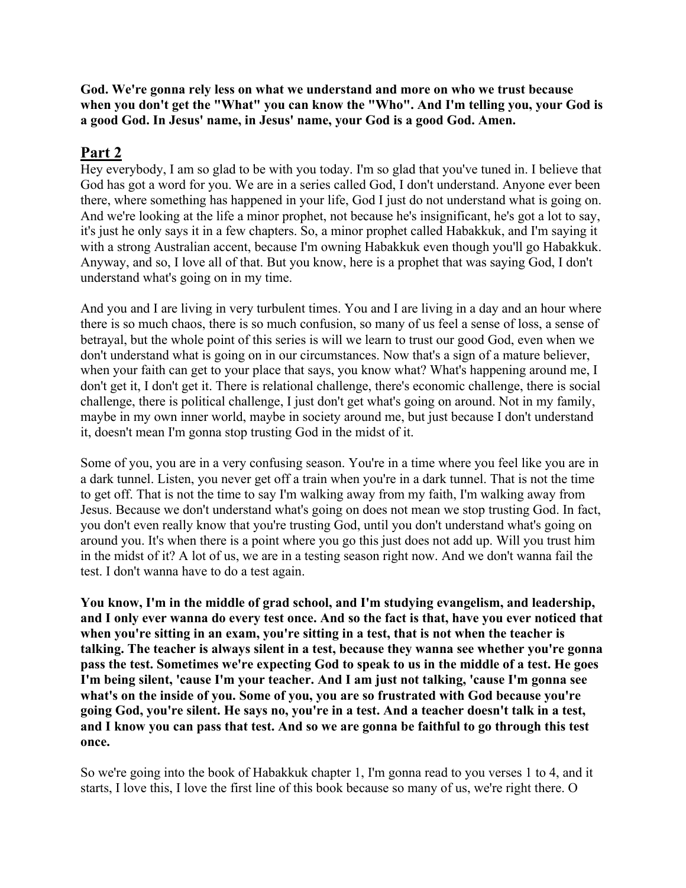**God. We're gonna rely less on what we understand and more on who we trust because when you don't get the "What" you can know the "Who". And I'm telling you, your God is a good God. In Jesus' name, in Jesus' name, your God is a good God. Amen.**

## Part 2

Hey everybody, I am so glad to be with you today. I'm so glad that you've tuned in. I believe that God has got a word for you. We are in a series called God, I don't understand. Anyone ever been there, where something has happened in your life, God I just do not understand what is going on. And we're looking at the life a minor prophet, not because he's insignificant, he's got a lot to say, it's just he only says it in a few chapters. So, a minor prophet called Habakkuk, and I'm saying it with a strong Australian accent, because I'm owning Habakkuk even though you'll go Habakkuk. Anyway, and so, I love all of that. But you know, here is a prophet that was saying God, I don't understand what's going on in my time.

And you and I are living in very turbulent times. You and I are living in a day and an hour where there is so much chaos, there is so much confusion, so many of us feel a sense of loss, a sense of betrayal, but the whole point of this series is will we learn to trust our good God, even when we don't understand what is going on in our circumstances. Now that's a sign of a mature believer, when your faith can get to your place that says, you know what? What's happening around me, I don't get it, I don't get it. There is relational challenge, there's economic challenge, there is social challenge, there is political challenge, I just don't get what's going on around. Not in my family, maybe in my own inner world, maybe in society around me, but just because I don't understand it, doesn't mean I'm gonna stop trusting God in the midst of it.

Some of you, you are in a very confusing season. You're in a time where you feel like you are in a dark tunnel. Listen, you never get off a train when you're in a dark tunnel. That is not the time to get off. That is not the time to say I'm walking away from my faith, I'm walking away from Jesus. Because we don't understand what's going on does not mean we stop trusting God. In fact, you don't even really know that you're trusting God, until you don't understand what's going on around you. It's when there is a point where you go this just does not add up. Will you trust him in the midst of it? A lot of us, we are in a testing season right now. And we don't wanna fail the test. I don't wanna have to do a test again.

**You know, I'm in the middle of grad school, and I'm studying evangelism, and leadership, and I only ever wanna do every test once. And so the fact is that, have you ever noticed that when you're sitting in an exam, you're sitting in a test, that is not when the teacher is talking. The teacher is always silent in a test, because they wanna see whether you're gonna pass the test. Sometimes we're expecting God to speak to us in the middle of a test. He goes I'm being silent, 'cause I'm your teacher. And I am just not talking, 'cause I'm gonna see what's on the inside of you. Some of you, you are so frustrated with God because you're going God, you're silent. He says no, you're in a test. And a teacher doesn't talk in a test, and I know you can pass that test. And so we are gonna be faithful to go through this test once.**

So we're going into the book of Habakkuk chapter 1, I'm gonna read to you verses 1 to 4, and it starts, I love this, I love the first line of this book because so many of us, we're right there. O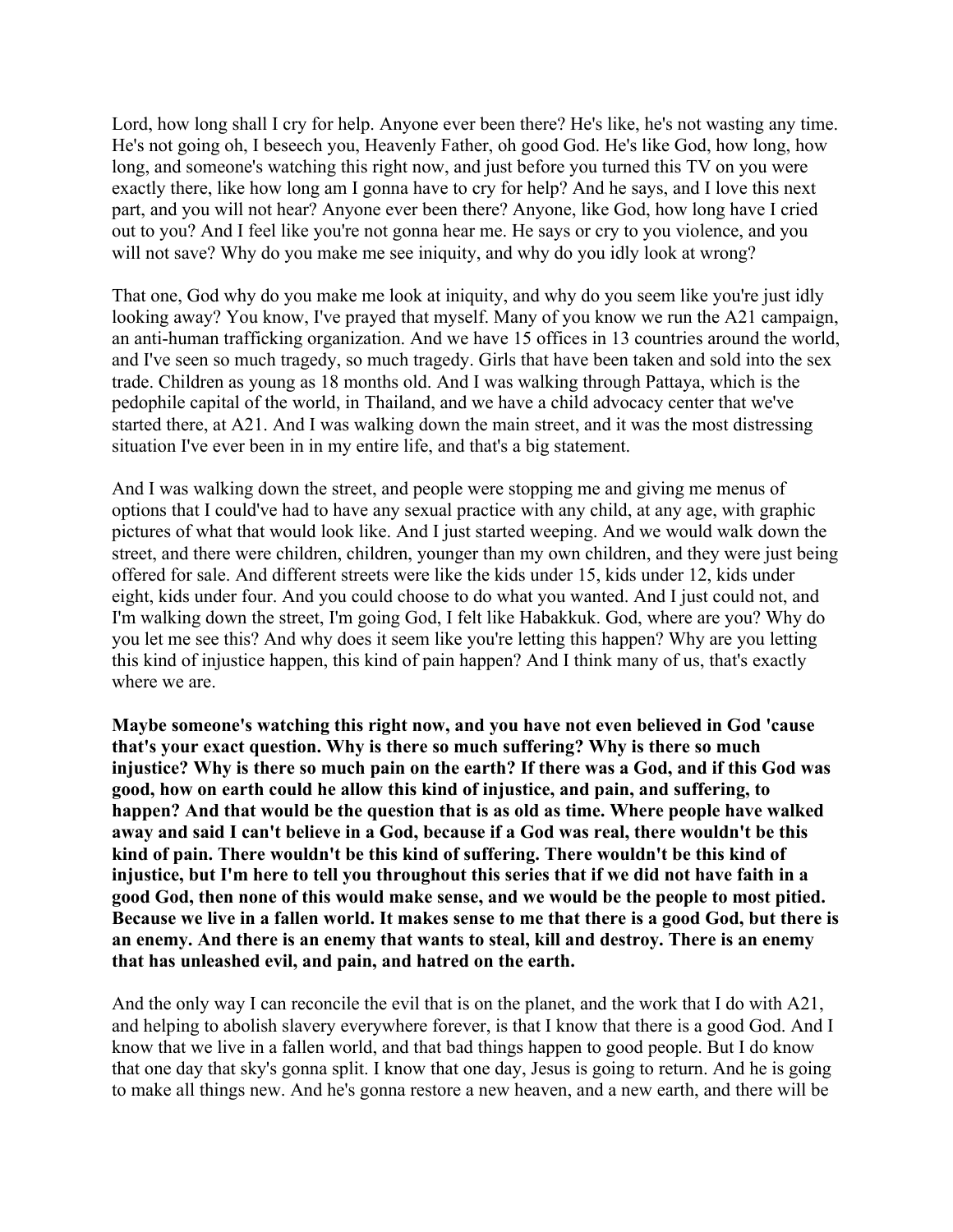Lord, how long shall I cry for help. Anyone ever been there? He's like, he's not wasting any time. He's not going oh, I beseech you, Heavenly Father, oh good God. He's like God, how long, how long, and someone's watching this right now, and just before you turned this TV on you were exactly there, like how long am I gonna have to cry for help? And he says, and I love this next part, and you will not hear? Anyone ever been there? Anyone, like God, how long have I cried out to you? And I feel like you're not gonna hear me. He says or cry to you violence, and you will not save? Why do you make me see iniquity, and why do you idly look at wrong?

That one, God why do you make me look at iniquity, and why do you seem like you're just idly looking away? You know, I've prayed that myself. Many of you know we run the A21 campaign, an anti-human trafficking organization. And we have 15 offices in 13 countries around the world, and I've seen so much tragedy, so much tragedy. Girls that have been taken and sold into the sex trade. Children as young as 18 months old. And I was walking through Pattaya, which is the pedophile capital of the world, in Thailand, and we have a child advocacy center that we've started there, at A21. And I was walking down the main street, and it was the most distressing situation I've ever been in in my entire life, and that's a big statement.

And I was walking down the street, and people were stopping me and giving me menus of options that I could've had to have any sexual practice with any child, at any age, with graphic pictures of what that would look like. And I just started weeping. And we would walk down the street, and there were children, children, younger than my own children, and they were just being offered for sale. And different streets were like the kids under 15, kids under 12, kids under eight, kids under four. And you could choose to do what you wanted. And I just could not, and I'm walking down the street, I'm going God, I felt like Habakkuk. God, where are you? Why do you let me see this? And why does it seem like you're letting this happen? Why are you letting this kind of injustice happen, this kind of pain happen? And I think many of us, that's exactly where we are.

**Maybe someone's watching this right now, and you have not even believed in God 'cause that's your exact question. Why is there so much suffering? Why is there so much injustice? Why is there so much pain on the earth? If there was a God, and if this God was good, how on earth could he allow this kind of injustice, and pain, and suffering, to happen? And that would be the question that is as old as time. Where people have walked away and said I can't believe in a God, because if a God was real, there wouldn't be this kind of pain. There wouldn't be this kind of suffering. There wouldn't be this kind of injustice, but I'm here to tell you throughout this series that if we did not have faith in a good God, then none of this would make sense, and we would be the people to most pitied. Because we live in a fallen world. It makes sense to me that there is a good God, but there is an enemy. And there is an enemy that wants to steal, kill and destroy. There is an enemy that has unleashed evil, and pain, and hatred on the earth.**

And the only way I can reconcile the evil that is on the planet, and the work that I do with A21, and helping to abolish slavery everywhere forever, is that I know that there is a good God. And I know that we live in a fallen world, and that bad things happen to good people. But I do know that one day that sky's gonna split. I know that one day, Jesus is going to return. And he is going to make all things new. And he's gonna restore a new heaven, and a new earth, and there will be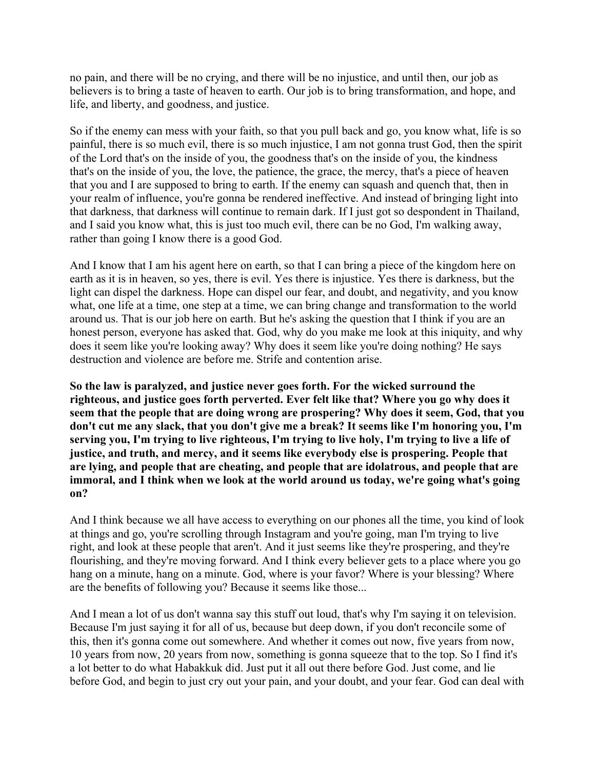no pain, and there will be no crying, and there will be no injustice, and until then, our job as believers is to bring a taste of heaven to earth. Our job is to bring transformation, and hope, and life, and liberty, and goodness, and justice.

So if the enemy can mess with your faith, so that you pull back and go, you know what, life is so painful, there is so much evil, there is so much injustice, I am not gonna trust God, then the spirit of the Lord that's on the inside of you, the goodness that's on the inside of you, the kindness that's on the inside of you, the love, the patience, the grace, the mercy, that's a piece of heaven that you and I are supposed to bring to earth. If the enemy can squash and quench that, then in your realm of influence, you're gonna be rendered ineffective. And instead of bringing light into that darkness, that darkness will continue to remain dark. If I just got so despondent in Thailand, and I said you know what, this is just too much evil, there can be no God, I'm walking away, rather than going I know there is a good God.

And I know that I am his agent here on earth, so that I can bring a piece of the kingdom here on earth as it is in heaven, so yes, there is evil. Yes there is injustice. Yes there is darkness, but the light can dispel the darkness. Hope can dispel our fear, and doubt, and negativity, and you know what, one life at a time, one step at a time, we can bring change and transformation to the world around us. That is our job here on earth. But he's asking the question that I think if you are an honest person, everyone has asked that. God, why do you make me look at this iniquity, and why does it seem like you're looking away? Why does it seem like you're doing nothing? He says destruction and violence are before me. Strife and contention arise.

**So the law is paralyzed, and justice never goes forth. For the wicked surround the righteous, and justice goes forth perverted. Ever felt like that? Where you go why does it seem that the people that are doing wrong are prospering? Why does it seem, God, that you don't cut me any slack, that you don't give me a break? It seems like I'm honoring you, I'm serving you, I'm trying to live righteous, I'm trying to live holy, I'm trying to live a life of justice, and truth, and mercy, and it seems like everybody else is prospering. People that are lying, and people that are cheating, and people that are idolatrous, and people that are immoral, and I think when we look at the world around us today, we're going what's going on?**

And I think because we all have access to everything on our phones all the time, you kind of look at things and go, you're scrolling through Instagram and you're going, man I'm trying to live right, and look at these people that aren't. And it just seems like they're prospering, and they're flourishing, and they're moving forward. And I think every believer gets to a place where you go hang on a minute, hang on a minute. God, where is your favor? Where is your blessing? Where are the benefits of following you? Because it seems like those...

And I mean a lot of us don't wanna say this stuff out loud, that's why I'm saying it on television. Because I'm just saying it for all of us, because but deep down, if you don't reconcile some of this, then it's gonna come out somewhere. And whether it comes out now, five years from now, 10 years from now, 20 years from now, something is gonna squeeze that to the top. So I find it's a lot better to do what Habakkuk did. Just put it all out there before God. Just come, and lie before God, and begin to just cry out your pain, and your doubt, and your fear. God can deal with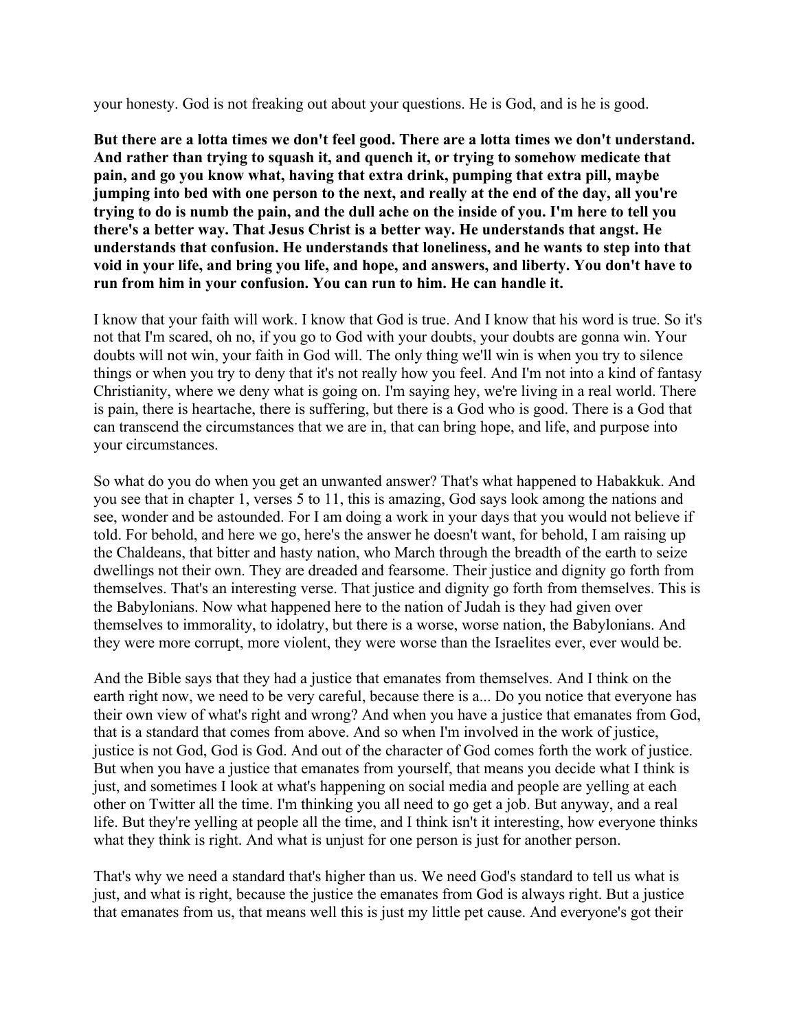your honesty. God is not freaking out about your questions. He is God, and is he is good.

**But there are a lotta times we don't feel good. There are a lotta times we don't understand. And rather than trying to squash it, and quench it, or trying to somehow medicate that pain, and go you know what, having that extra drink, pumping that extra pill, maybe jumping into bed with one person to the next, and really at the end of the day, all you're trying to do is numb the pain, and the dull ache on the inside of you. I'm here to tell you there's a better way. That Jesus Christ is a better way. He understands that angst. He understands that confusion. He understands that loneliness, and he wants to step into that void in your life, and bring you life, and hope, and answers, and liberty. You don't have to run from him in your confusion. You can run to him. He can handle it.**

I know that your faith will work. I know that God is true. And I know that his word is true. So it's not that I'm scared, oh no, if you go to God with your doubts, your doubts are gonna win. Your doubts will not win, your faith in God will. The only thing we'll win is when you try to silence things or when you try to deny that it's not really how you feel. And I'm not into a kind of fantasy Christianity, where we deny what is going on. I'm saying hey, we're living in a real world. There is pain, there is heartache, there is suffering, but there is a God who is good. There is a God that can transcend the circumstances that we are in, that can bring hope, and life, and purpose into your circumstances.

So what do you do when you get an unwanted answer? That's what happened to Habakkuk. And you see that in chapter 1, verses 5 to 11, this is amazing, God says look among the nations and see, wonder and be astounded. For I am doing a work in your days that you would not believe if told. For behold, and here we go, here's the answer he doesn't want, for behold, I am raising up the Chaldeans, that bitter and hasty nation, who March through the breadth of the earth to seize dwellings not their own. They are dreaded and fearsome. Their justice and dignity go forth from themselves. That's an interesting verse. That justice and dignity go forth from themselves. This is the Babylonians. Now what happened here to the nation of Judah is they had given over themselves to immorality, to idolatry, but there is a worse, worse nation, the Babylonians. And they were more corrupt, more violent, they were worse than the Israelites ever, ever would be.

And the Bible says that they had a justice that emanates from themselves. And I think on the earth right now, we need to be very careful, because there is a... Do you notice that everyone has their own view of what's right and wrong? And when you have a justice that emanates from God, that is a standard that comes from above. And so when I'm involved in the work of justice, justice is not God, God is God. And out of the character of God comes forth the work of justice. But when you have a justice that emanates from yourself, that means you decide what I think is just, and sometimes I look at what's happening on social media and people are yelling at each other on Twitter all the time. I'm thinking you all need to go get a job. But anyway, and a real life. But they're yelling at people all the time, and I think isn't it interesting, how everyone thinks what they think is right. And what is unjust for one person is just for another person.

That's why we need a standard that's higher than us. We need God's standard to tell us what is just, and what is right, because the justice the emanates from God is always right. But a justice that emanates from us, that means well this is just my little pet cause. And everyone's got their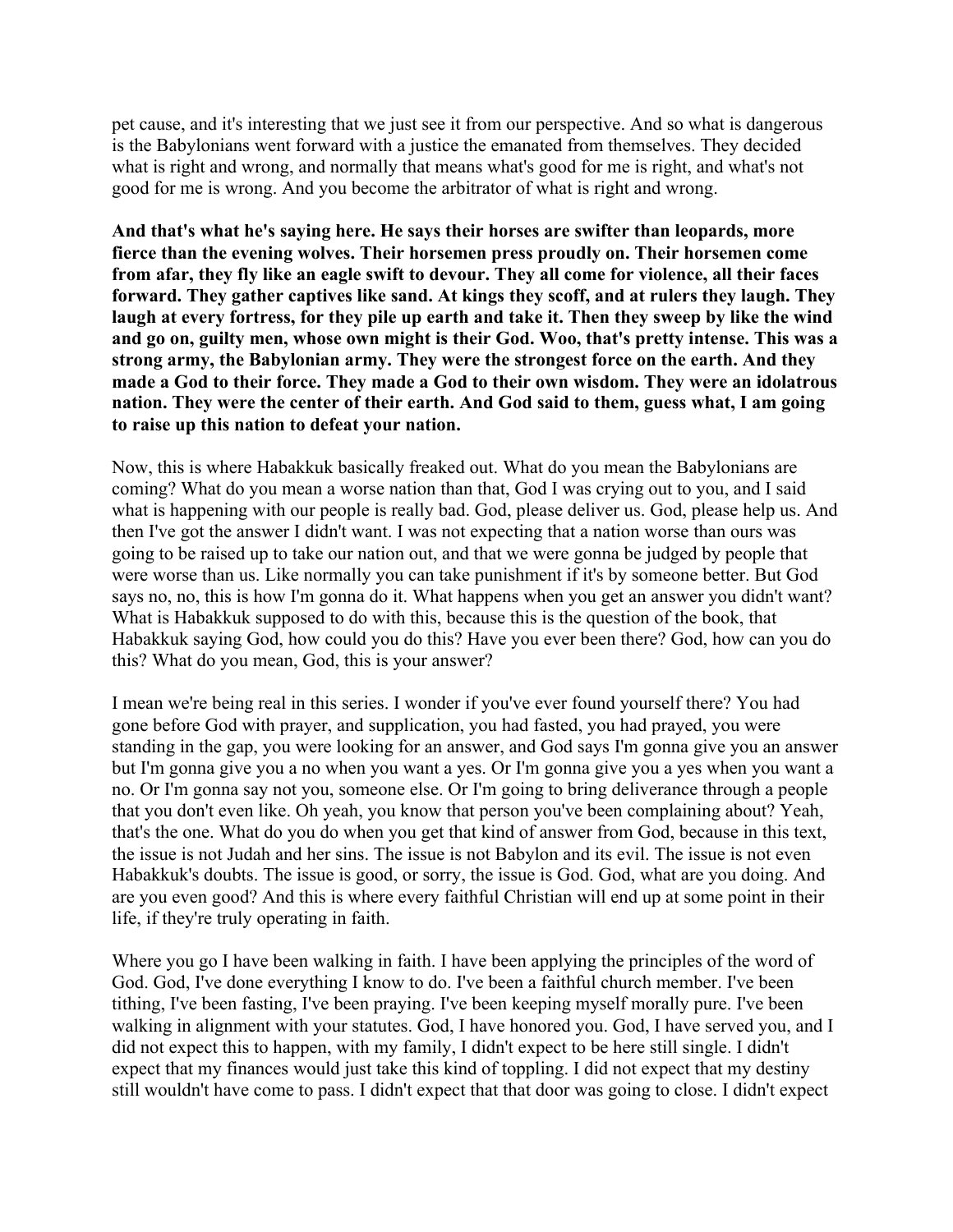pet cause, and it's interesting that we just see it from our perspective. And so what is dangerous is the Babylonians went forward with a justice the emanated from themselves. They decided what is right and wrong, and normally that means what's good for me is right, and what's not good for me is wrong. And you become the arbitrator of what is right and wrong.

**And that's what he's saying here. He says their horses are swifter than leopards, more fierce than the evening wolves. Their horsemen press proudly on. Their horsemen come from afar, they fly like an eagle swift to devour. They all come for violence, all their faces forward. They gather captives like sand. At kings they scoff, and at rulers they laugh. They laugh at every fortress, for they pile up earth and take it. Then they sweep by like the wind and go on, guilty men, whose own might is their God. Woo, that's pretty intense. This was a strong army, the Babylonian army. They were the strongest force on the earth. And they made a God to their force. They made a God to their own wisdom. They were an idolatrous nation. They were the center of their earth. And God said to them, guess what, I am going to raise up this nation to defeat your nation.**

Now, this is where Habakkuk basically freaked out. What do you mean the Babylonians are coming? What do you mean a worse nation than that, God I was crying out to you, and I said what is happening with our people is really bad. God, please deliver us. God, please help us. And then I've got the answer I didn't want. I was not expecting that a nation worse than ours was going to be raised up to take our nation out, and that we were gonna be judged by people that were worse than us. Like normally you can take punishment if it's by someone better. But God says no, no, this is how I'm gonna do it. What happens when you get an answer you didn't want? What is Habakkuk supposed to do with this, because this is the question of the book, that Habakkuk saying God, how could you do this? Have you ever been there? God, how can you do this? What do you mean, God, this is your answer?

I mean we're being real in this series. I wonder if you've ever found yourself there? You had gone before God with prayer, and supplication, you had fasted, you had prayed, you were standing in the gap, you were looking for an answer, and God says I'm gonna give you an answer but I'm gonna give you a no when you want a yes. Or I'm gonna give you a yes when you want a no. Or I'm gonna say not you, someone else. Or I'm going to bring deliverance through a people that you don't even like. Oh yeah, you know that person you've been complaining about? Yeah, that's the one. What do you do when you get that kind of answer from God, because in this text, the issue is not Judah and her sins. The issue is not Babylon and its evil. The issue is not even Habakkuk's doubts. The issue is good, or sorry, the issue is God. God, what are you doing. And are you even good? And this is where every faithful Christian will end up at some point in their life, if they're truly operating in faith.

Where you go I have been walking in faith. I have been applying the principles of the word of God. God, I've done everything I know to do. I've been a faithful church member. I've been tithing, I've been fasting, I've been praying. I've been keeping myself morally pure. I've been walking in alignment with your statutes. God, I have honored you. God, I have served you, and I did not expect this to happen, with my family, I didn't expect to be here still single. I didn't expect that my finances would just take this kind of toppling. I did not expect that my destiny still wouldn't have come to pass. I didn't expect that that door was going to close. I didn't expect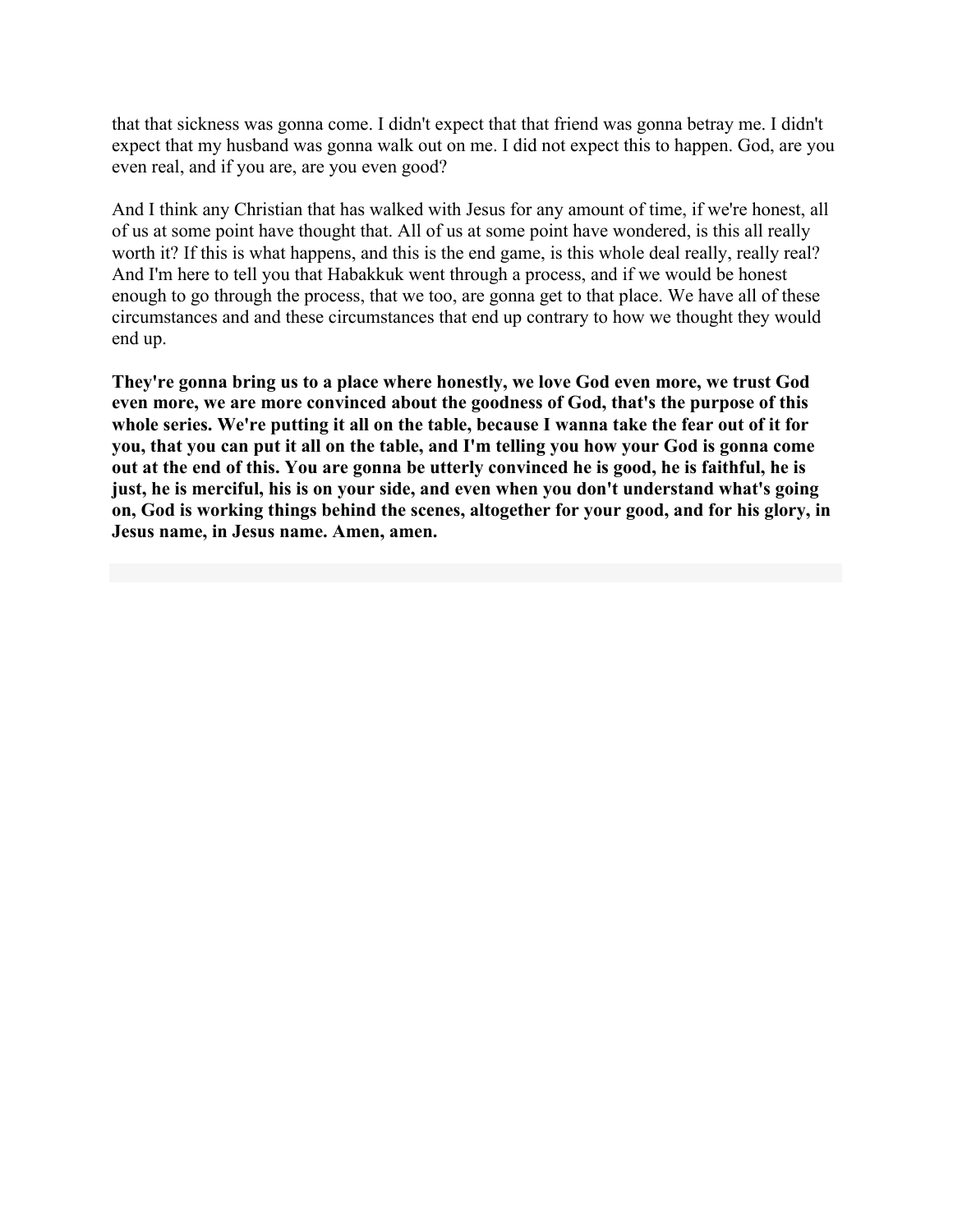that that sickness was gonna come. I didn't expect that that friend was gonna betray me. I didn't expect that my husband was gonna walk out on me. I did not expect this to happen. God, are you even real, and if you are, are you even good?

And I think any Christian that has walked with Jesus for any amount of time, if we're honest, all of us at some point have thought that. All of us at some point have wondered, is this all really worth it? If this is what happens, and this is the end game, is this whole deal really, really real? And I'm here to tell you that Habakkuk went through a process, and if we would be honest enough to go through the process, that we too, are gonna get to that place. We have all of these circumstances and and these circumstances that end up contrary to how we thought they would end up.

**They're gonna bring us to a place where honestly, we love God even more, we trust God even more, we are more convinced about the goodness of God, that's the purpose of this whole series. We're putting it all on the table, because I wanna take the fear out of it for you, that you can put it all on the table, and I'm telling you how your God is gonna come out at the end of this. You are gonna be utterly convinced he is good, he is faithful, he is just, he is merciful, his is on your side, and even when you don't understand what's going on, God is working things behind the scenes, altogether for your good, and for his glory, in Jesus name, in Jesus name. Amen, amen.**